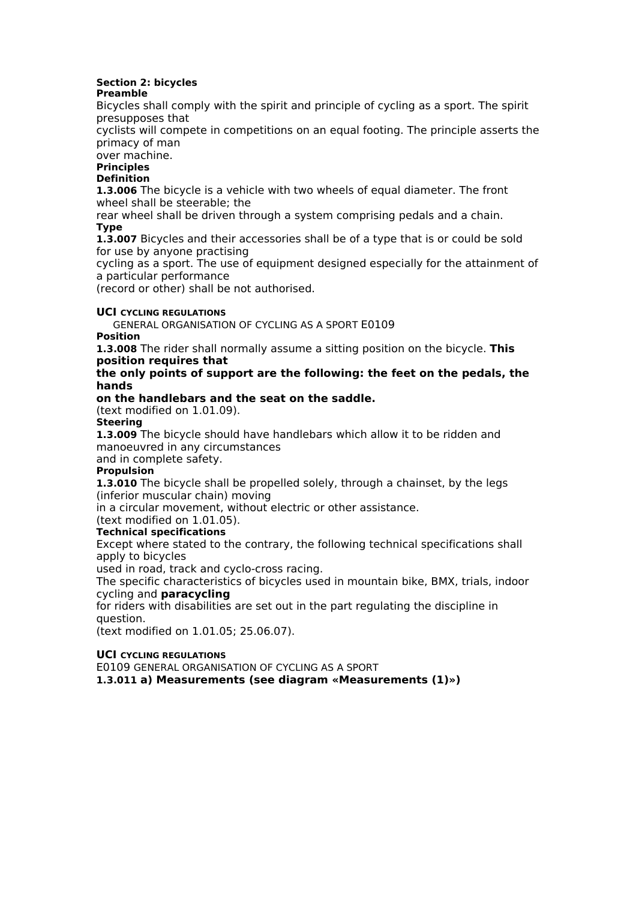**Section 2: bicycles**

**Preamble**

Bicycles shall comply with the spirit and principle of cycling as a sport. The spirit presupposes that cyclists will compete in competitions on an equal footing. The principle asserts the primacy of man over machine.

**Principles**

**Definition**

**1.3.006** The bicycle is a vehicle with two wheels of equal diameter. The front wheel shall be steerable; the rear wheel shall be driven through a system comprising pedals and a chain.

**Type**

**1.3.007** Bicycles and their accessories shall be of a type that is or could be sold for use by anyone practising cycling as a sport. The use of equipment designed especially for the attainment of a particular performance (record or other) shall be not authorised.

**Position**

**1.3.008** The rider shall normally assume a sitting position on the bicycle. **This position requires that the only points of support are the following: the feet on the pedals, the hands on the handlebars and the seat on the saddle.**

(text modified on 1.01.09).

**Steering**

**1.3.009** The bicycle should have handlebars which allow it to be ridden and manoeuvred in any circumstances and in complete safety.

**Propulsion**

**1.3.010** The bicycle shall be propelled solely, through a chainset, by the legs (inferior muscular chain) moving in a circular movement, without electric or other assistance.

(text modified on 1.01.05).

**Technical specifications**

Except where stated to the contrary, the following technical specifications shall apply to bicycles used in road, track and cyclo-cross racing.

The specific characteristics of bicycles used in mountain bike, BMX, trials, indoor cycling and **paracycling** for riders with disabilities are set out in the part regulating the discipline in question.

(text modified on 1.01.05; 25.06.07).

**1.3.011 a) Measurements (see diagram «Measurements (1)»)**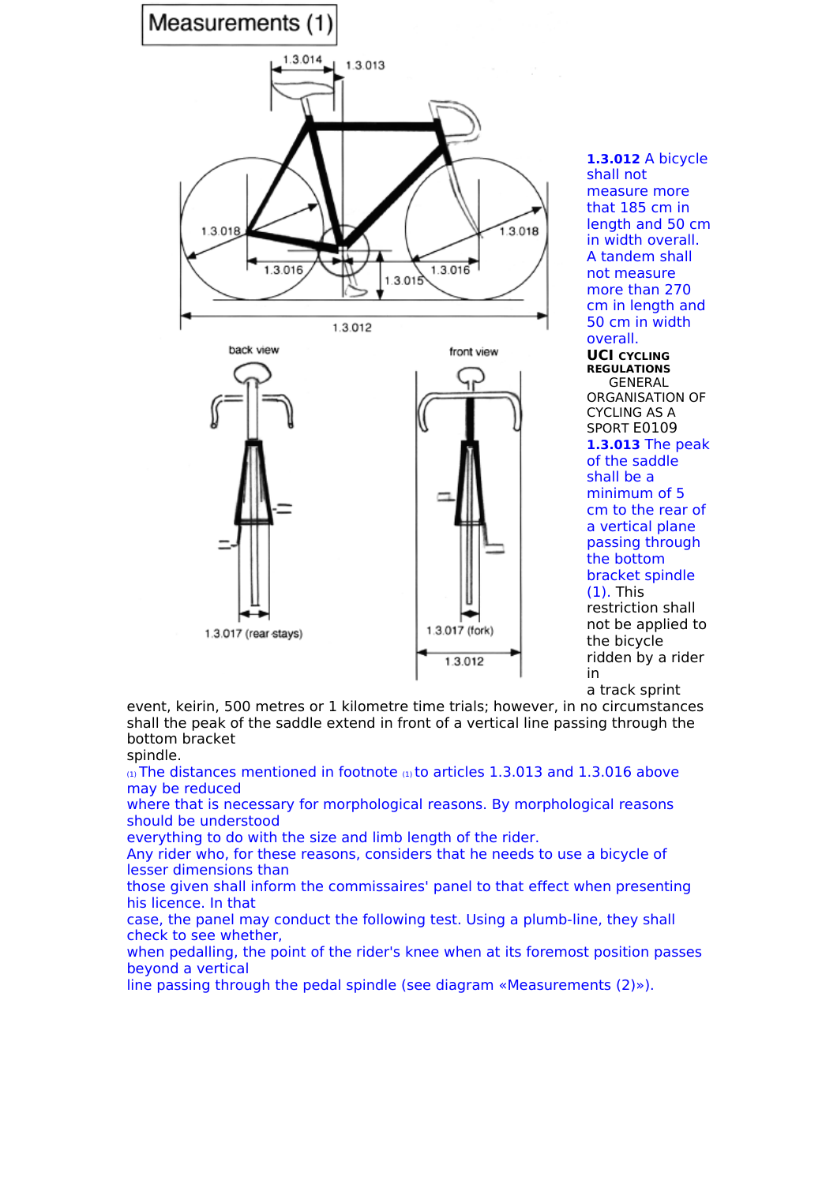Measurements (1)

1.3.014 1.3.013

1.3.018 1.3.018

1.3.016 1.3.015 1.3.016

1.3.012

back view front view

1.3.017 (rear stays) 1.3.017 (fork)

1.3.012

**1.3.012** A bicycle shall not measure more that 185 cm in length and 50 cm in width overall. A tandem shall not measure more than 270 cm in length and 50 cm in width overall.

**UCI CYCLING REGULATIONS** GENERAL ORGANISATION OF CYCLING AS A SPORT E0109

**1.3.013** The peak of the saddle shall be a minimum of 5 cm to the rear of a vertical plane passing through the bottom bracket spindle (1). This restriction shall not be applied to the bicycle ridden by a rider in a track sprint event, keirin, 500 metres or 1 kilometre time trials; however, in no circumstances shall the peak of the saddle extend in front of a vertical line passing through the bottom bracket spindle.

(1) The distances mentioned in footnote (1) to articles 1.3.013 and 1.3.016 above may be reduced where that is necessary for morphological reasons. By morphological reasons should be understood everything to do with the size and limb length of the rider. Any rider who, for these reasons, considers that he needs to use a bicycle of lesser dimensions than those given shall inform the commissaires' panel to that effect when presenting his licence. In that case, the panel may conduct the following test. Using a plumb-line, they shall check to see whether, when pedalling, the point of the rider's knee when at its foremost position passes beyond a vertical line passing through the pedal spindle (see diagram «Measurements (2)»).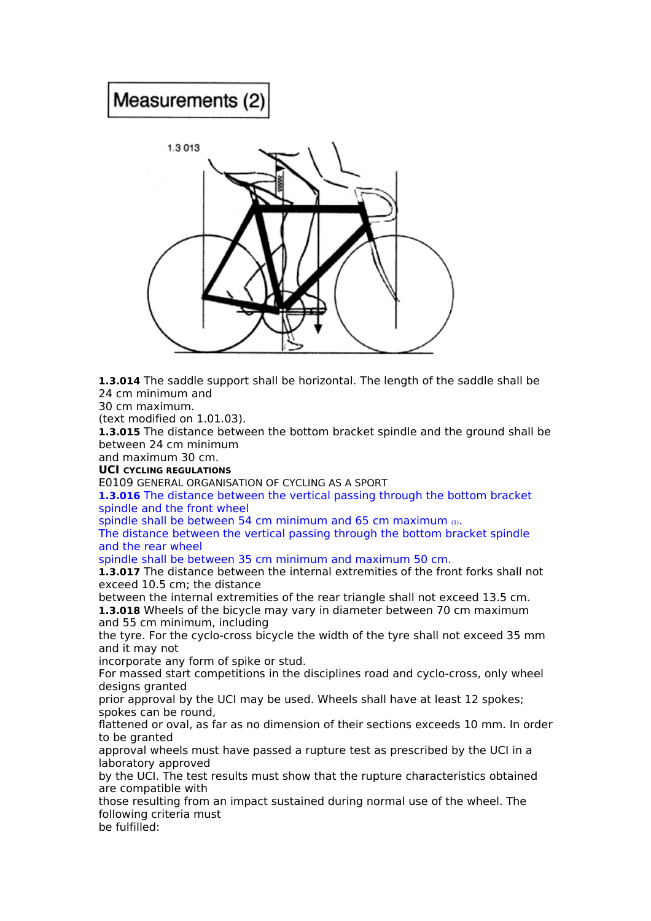# Measurements (2)

1.3 013

**1.3.014** The saddle support shall be horizontal. The length of the saddle shall be 24 cm minimum and
30 cm maximum.
(text modified on 1.01.03).

**1.3.015** The distance between the bottom bracket spindle and the ground shall be between 24 cm minimum
and maximum 30 cm.

**UCI CYCLING REGULATIONS**
E0109 GENERAL ORGANISATION OF CYCLING AS A SPORT

**1.3.016** The distance between the vertical passing through the bottom bracket spindle and the front wheel
spindle shall be between 54 cm minimum and 65 cm maximum (1).
The distance between the vertical passing through the bottom bracket spindle and the rear wheel
spindle shall be between 35 cm minimum and maximum 50 cm.

**1.3.017** The distance between the internal extremities of the front forks shall not exceed 10.5 cm; the distance
between the internal extremities of the rear triangle shall not exceed 13.5 cm.

**1.3.018** Wheels of the bicycle may vary in diameter between 70 cm maximum and 55 cm minimum, including
the tyre. For the cyclo-cross bicycle the width of the tyre shall not exceed 35 mm and it may not
incorporate any form of spike or stud.
For massed start competitions in the disciplines road and cyclo-cross, only wheel designs granted
prior approval by the UCI may be used. Wheels shall have at least 12 spokes; spokes can be round,
flattened or oval, as far as no dimension of their sections exceeds 10 mm. In order to be granted
approval wheels must have passed a rupture test as prescribed by the UCI in a laboratory approved
by the UCI. The test results must show that the rupture characteristics obtained are compatible with
those resulting from an impact sustained during normal use of the wheel. The following criteria must
be fulfilled: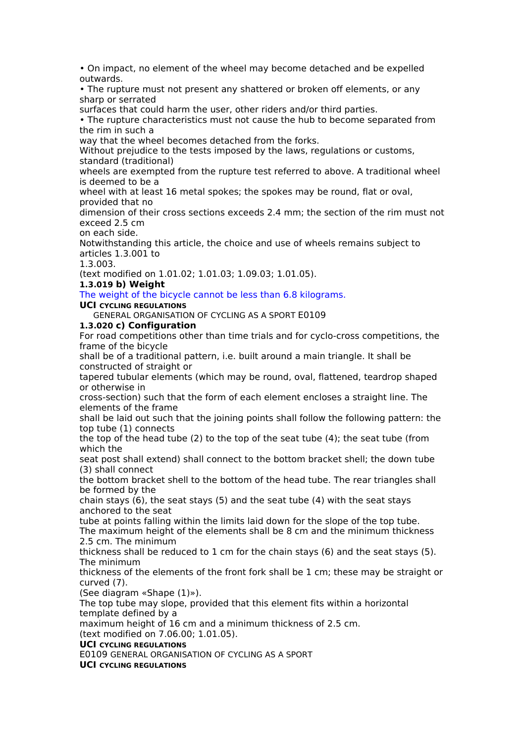• On impact, no element of the wheel may become detached and be expelled outwards.
• The rupture must not present any shattered or broken off elements, or any sharp or serrated surfaces that could harm the user, other riders and/or third parties.
• The rupture characteristics must not cause the hub to become separated from the rim in such a way that the wheel becomes detached from the forks.

Without prejudice to the tests imposed by the laws, regulations or customs, standard (traditional) wheels are exempted from the rupture test referred to above. A traditional wheel is deemed to be a wheel with at least 16 metal spokes; the spokes may be round, flat or oval, provided that no dimension of their cross sections exceeds 2.4 mm; the section of the rim must not exceed 2.5 cm on each side.

Notwithstanding this article, the choice and use of wheels remains subject to articles 1.3.001 to 1.3.003.

(text modified on 1.01.02; 1.01.03; 1.09.03; 1.01.05).

**1.3.019 b) Weight**

The weight of the bicycle cannot be less than 6.8 kilograms.

**1.3.020 c) Configuration**

For road competitions other than time trials and for cyclo-cross competitions, the frame of the bicycle shall be of a traditional pattern, i.e. built around a main triangle. It shall be constructed of straight or tapered tubular elements (which may be round, oval, flattened, teardrop shaped or otherwise in cross-section) such that the form of each element encloses a straight line. The elements of the frame shall be laid out such that the joining points shall follow the following pattern: the top tube (1) connects the top of the head tube (2) to the top of the seat tube (4); the seat tube (from which the seat post shall extend) shall connect to the bottom bracket shell; the down tube (3) shall connect the bottom bracket shell to the bottom of the head tube. The rear triangles shall be formed by the chain stays (6), the seat stays (5) and the seat tube (4) with the seat stays anchored to the seat tube at points falling within the limits laid down for the slope of the top tube.

The maximum height of the elements shall be 8 cm and the minimum thickness 2.5 cm. The minimum thickness shall be reduced to 1 cm for the chain stays (6) and the seat stays (5). The minimum thickness of the elements of the front fork shall be 1 cm; these may be straight or curved (7).

(See diagram «Shape (1)»).

The top tube may slope, provided that this element fits within a horizontal template defined by a maximum height of 16 cm and a minimum thickness of 2.5 cm.

(text modified on 7.06.00; 1.01.05).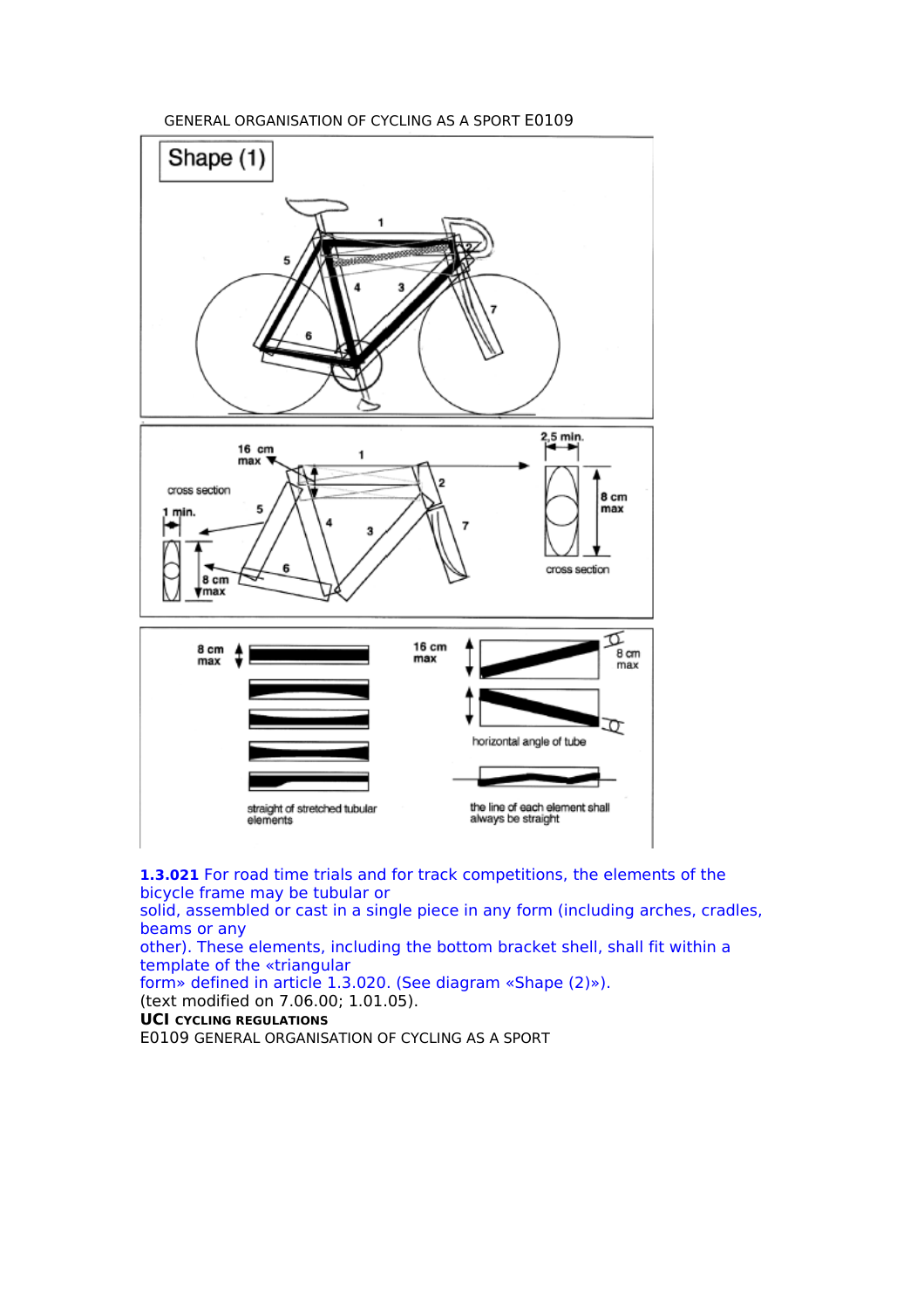1.3.021 For road time trials and for track competitions, the elements of the bicycle frame may be tubular or
solid, assembled or cast in a single piece in any form (including arches, cradles, beams or any
other). These elements, including the bottom bracket shell, shall fit within a template of the «triangular
form» defined in article 1.3.020. (See diagram «Shape (2)»).
(text modified on 7.06.00; 1.01.05).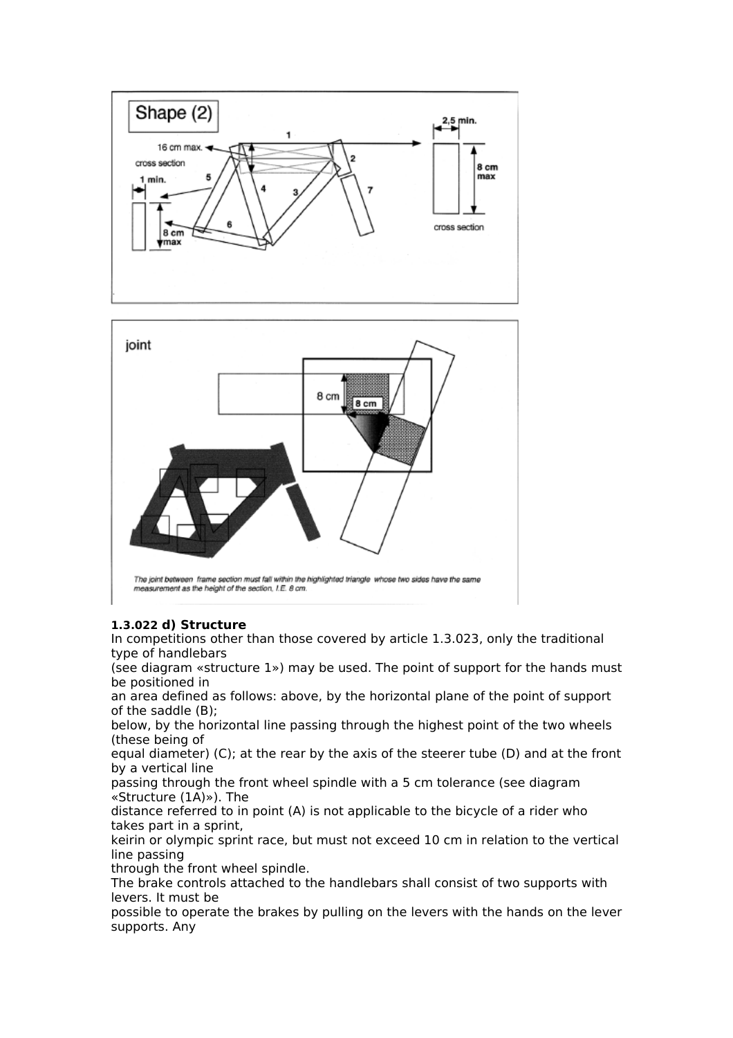Shape (2)

16 cm max.

cross section

1 min.

8 cm max

2,5 min.

8 cm max

cross section

joint

8 cm

8 cm

*The joint between frame section must fall within the highlighted triangle whose two sides have the same measurement as the height of the section, I.E. 8 cm.*

**1.3.022 d) Structure**

In competitions other than those covered by article 1.3.023, only the traditional type of handlebars (see diagram «structure 1») may be used. The point of support for the hands must be positioned in an area defined as follows: above, by the horizontal plane of the point of support of the saddle (B); below, by the horizontal line passing through the highest point of the two wheels (these being of equal diameter) (C); at the rear by the axis of the steerer tube (D) and at the front by a vertical line passing through the front wheel spindle with a 5 cm tolerance (see diagram «Structure (1A)»). The distance referred to in point (A) is not applicable to the bicycle of a rider who takes part in a sprint, keirin or olympic sprint race, but must not exceed 10 cm in relation to the vertical line passing through the front wheel spindle.

The brake controls attached to the handlebars shall consist of two supports with levers. It must be possible to operate the brakes by pulling on the levers with the hands on the lever supports. Any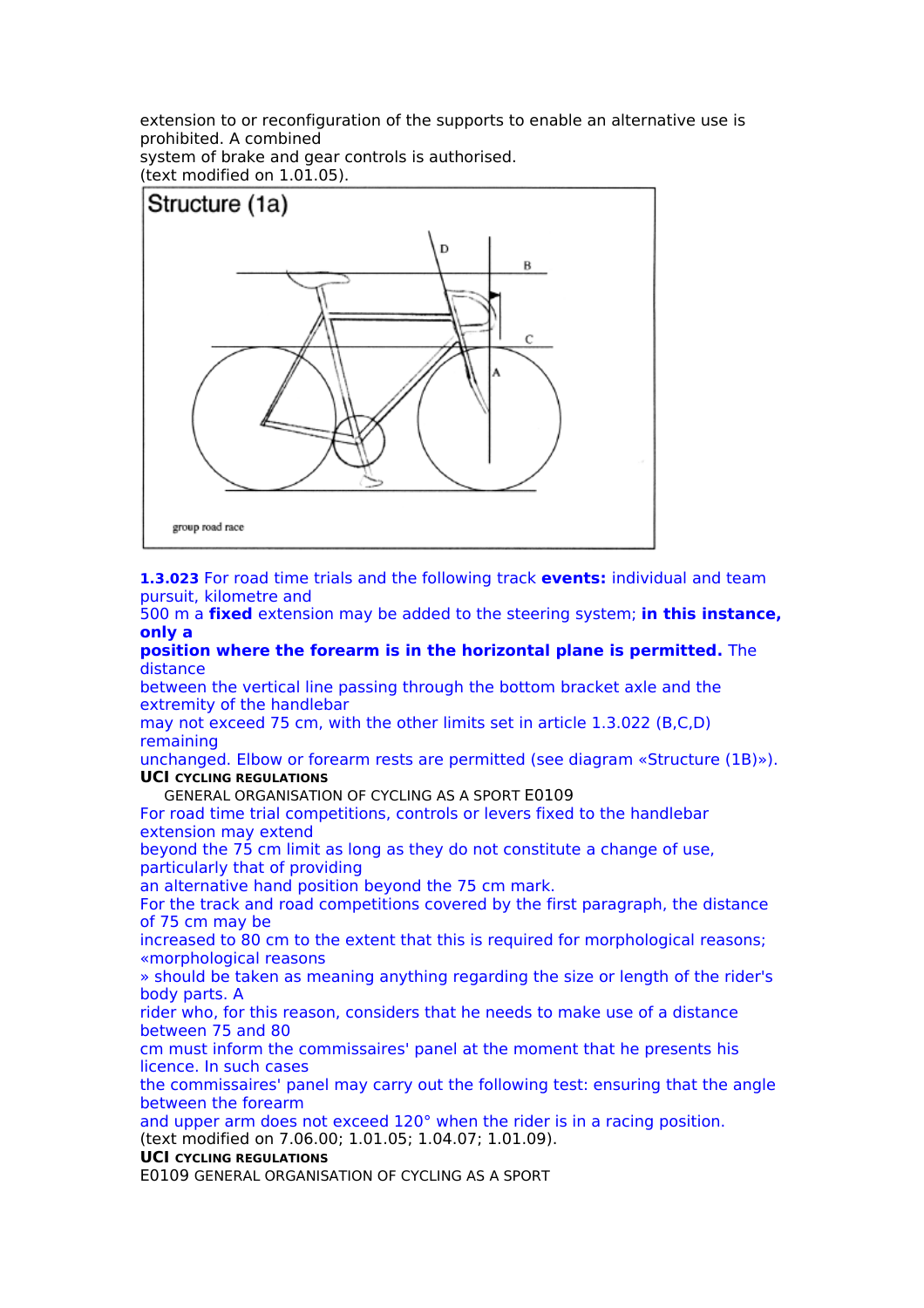extension to or reconfiguration of the supports to enable an alternative use is prohibited. A combined system of brake and gear controls is authorised.
(text modified on 1.01.05).

Structure (1a)

group road race

**1.3.023** For road time trials and the following track **events:** individual and team pursuit, kilometre and 500 m a **fixed** extension may be added to the steering system; **in this instance, only a position where the forearm is in the horizontal plane is permitted.** The distance between the vertical line passing through the bottom bracket axle and the extremity of the handlebar may not exceed 75 cm, with the other limits set in article 1.3.022 (B,C,D) remaining unchanged. Elbow or forearm rests are permitted (see diagram «Structure (1B)»).

For road time trial competitions, controls or levers fixed to the handlebar extension may extend beyond the 75 cm limit as long as they do not constitute a change of use, particularly that of providing an alternative hand position beyond the 75 cm mark.

For the track and road competitions covered by the first paragraph, the distance of 75 cm may be increased to 80 cm to the extent that this is required for morphological reasons; «morphological reasons » should be taken as meaning anything regarding the size or length of the rider's body parts. A rider who, for this reason, considers that he needs to make use of a distance between 75 and 80 cm must inform the commissaires' panel at the moment that he presents his licence. In such cases the commissaires' panel may carry out the following test: ensuring that the angle between the forearm and upper arm does not exceed 120° when the rider is in a racing position.
(text modified on 7.06.00; 1.01.05; 1.04.07; 1.01.09).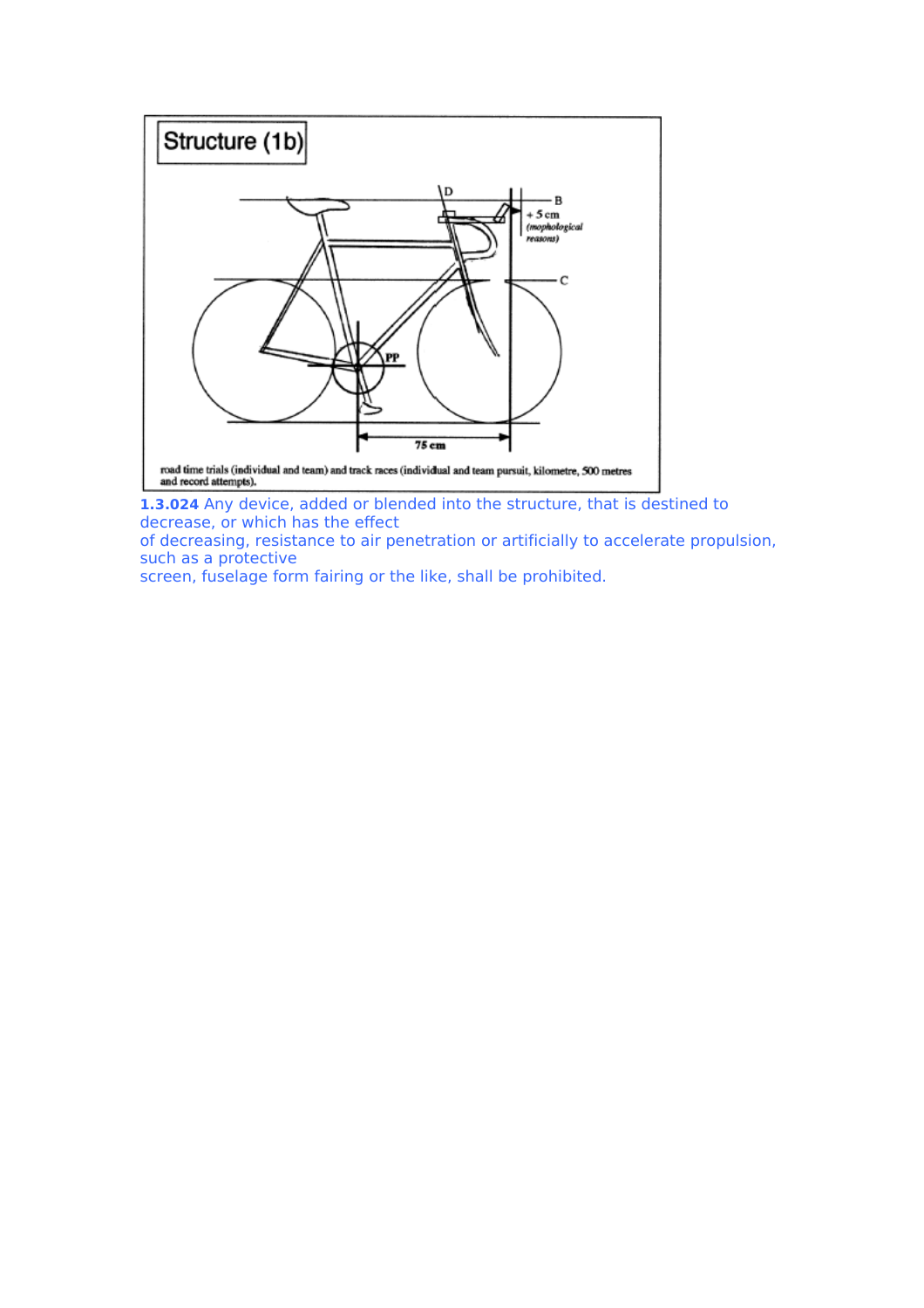## Structure (1b)

D

B

+ 5 cm (mophological reasons)

C

PP

75 cm

road time trials (individual and team) and track races (individual and team pursuit, kilometre, 500 metres and record attempts).

**1.3.024** Any device, added or blended into the structure, that is destined to decrease, or which has the effect of decreasing, resistance to air penetration or artificially to accelerate propulsion, such as a protective screen, fuselage form fairing or the like, shall be prohibited.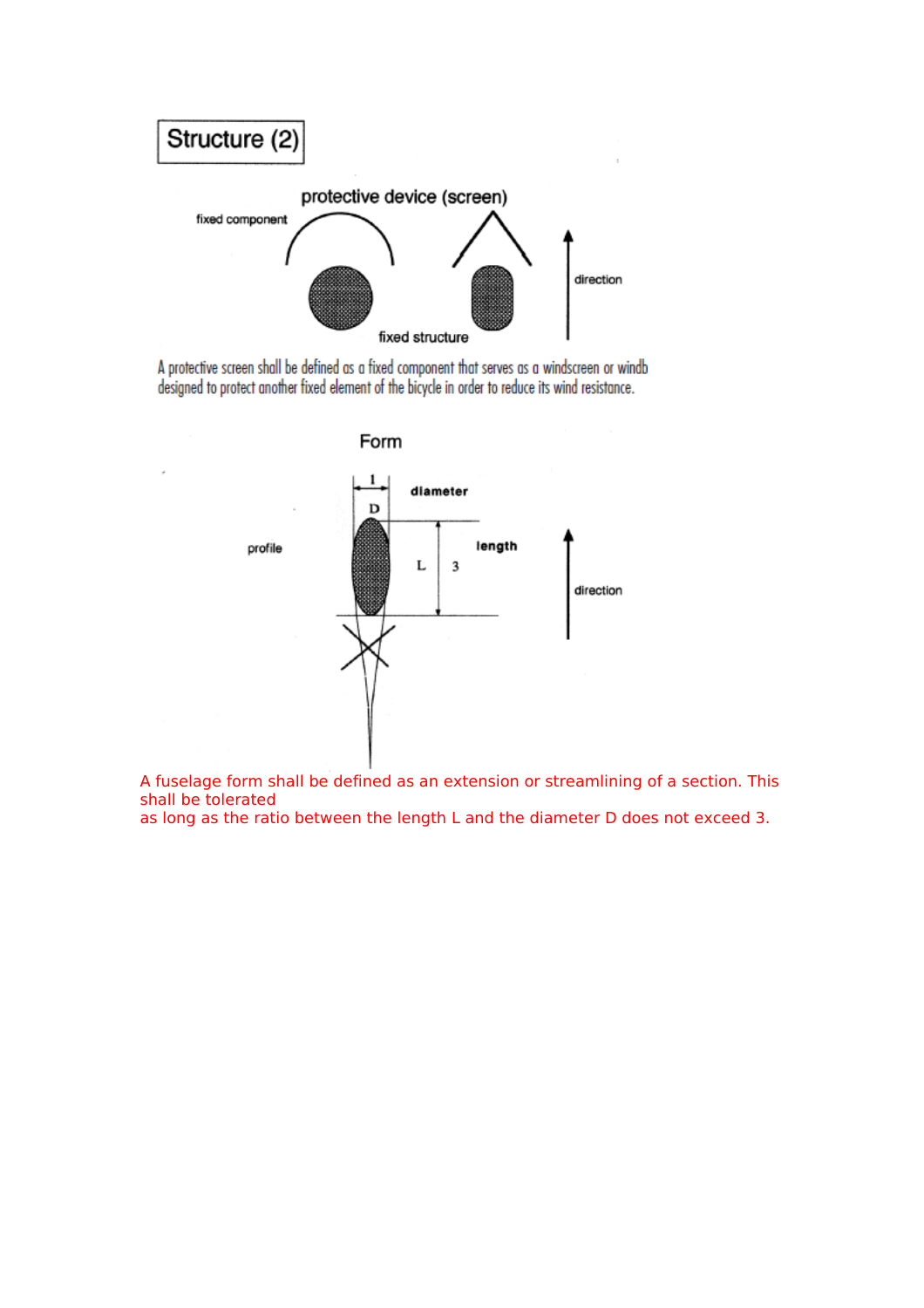# Structure (2)

protective device (screen)

fixed component

fixed structure

direction

A protective screen shall be defined as a fixed component that serves as a windscreen or windb designed to protect another fixed element of the bicycle in order to reduce its wind resistance.

Form

1

diameter

D

profile

length

L 3

direction

A fuselage form shall be defined as an extension or streamlining of a section. This shall be tolerated
as long as the ratio between the length L and the diameter D does not exceed 3.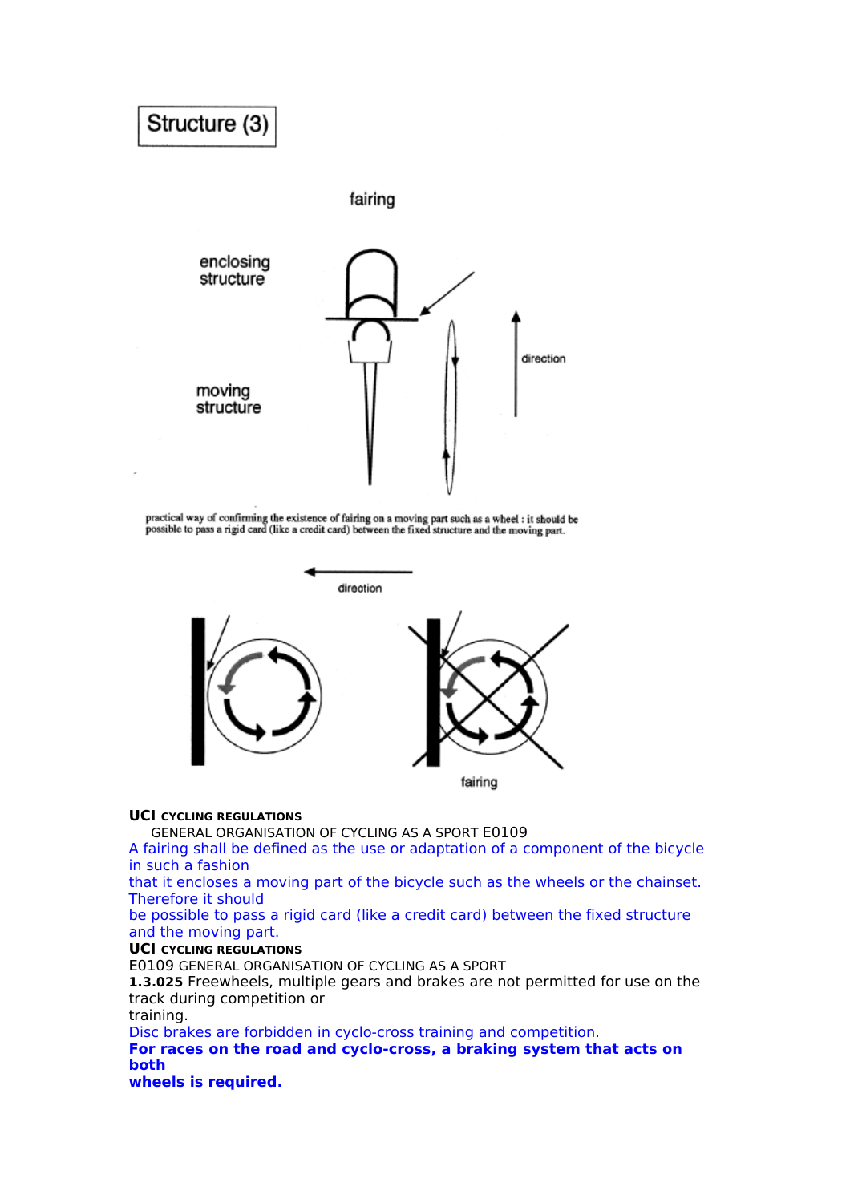Structure (3)

fairing

enclosing structure

moving structure

direction

practical way of confirming the existence of fairing on a moving part such as a wheel : it should be possible to pass a rigid card (like a credit card) between the fixed structure and the moving part.

direction

fairing

**UCI CYCLING REGULATIONS**

GENERAL ORGANISATION OF CYCLING AS A SPORT E0109

A fairing shall be defined as the use or adaptation of a component of the bicycle in such a fashion that it encloses a moving part of the bicycle such as the wheels or the chainset. Therefore it should be possible to pass a rigid card (like a credit card) between the fixed structure and the moving part.

**UCI CYCLING REGULATIONS**

E0109 GENERAL ORGANISATION OF CYCLING AS A SPORT

**1.3.025** Freewheels, multiple gears and brakes are not permitted for use on the track during competition or training.

Disc brakes are forbidden in cyclo-cross training and competition.

**For races on the road and cyclo-cross, a braking system that acts on both wheels is required.**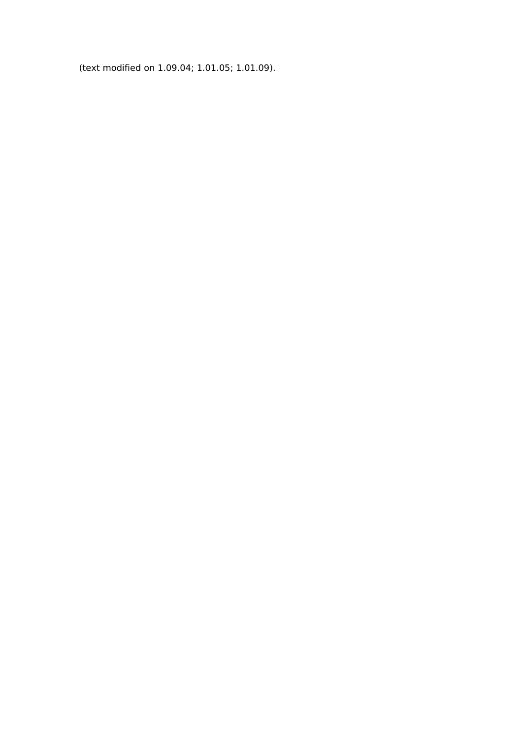(text modified on 1.09.04; 1.01.05; 1.01.09).